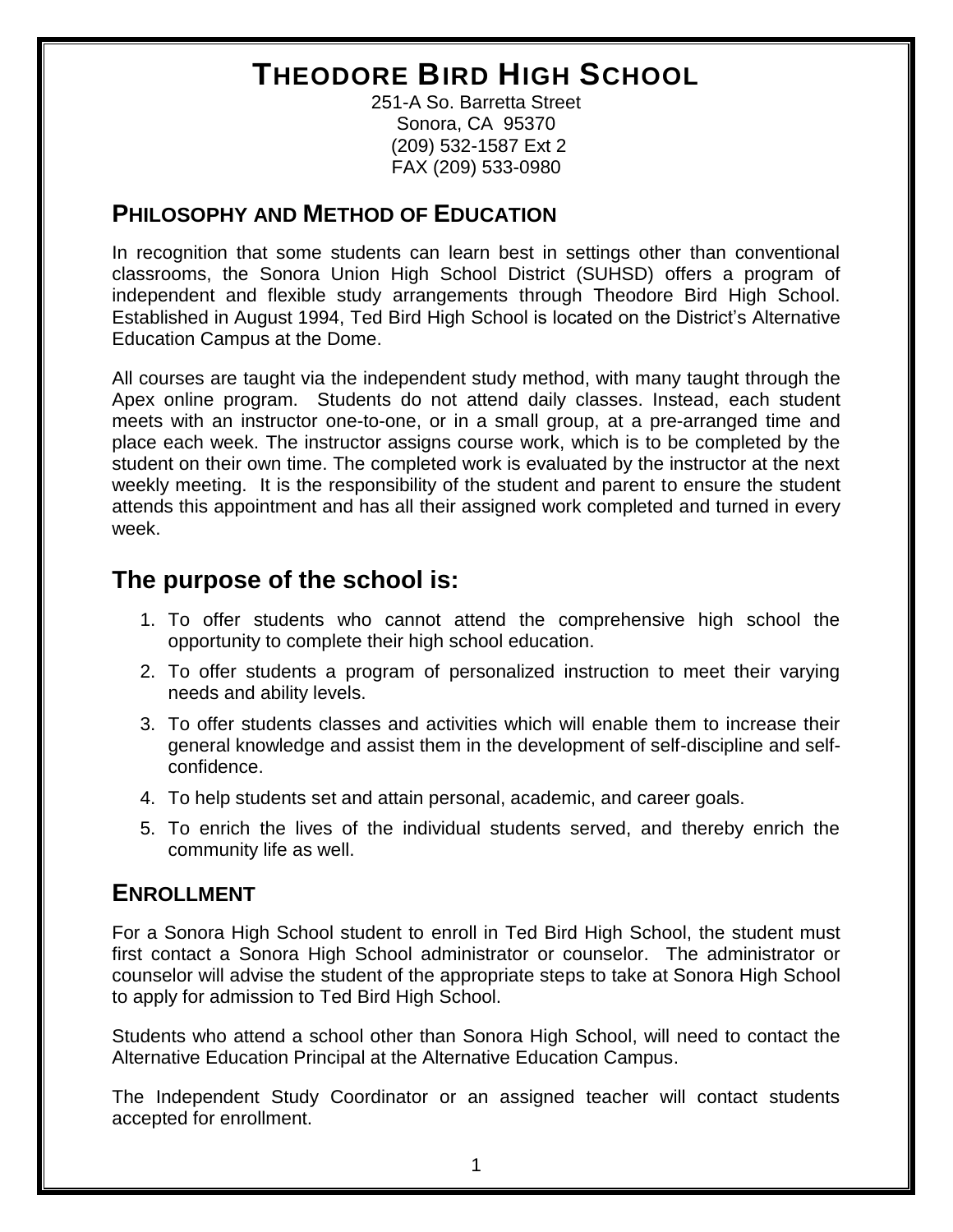# THEODORE BIRD HIGH SCHOOL

251-A So. Barretta Street
Sonora, CA 95370
(209) 532-1587 Ext 2
FAX (209) 533-0980

## PHILOSOPHY AND METHOD OF EDUCATION

In recognition that some students can learn best in settings other than conventional classrooms, the Sonora Union High School District (SUHSD) offers a program of independent and flexible study arrangements through Theodore Bird High School. Established in August 1994, Ted Bird High School is located on the District's Alternative Education Campus at the Dome.

All courses are taught via the independent study method, with many taught through the Apex online program. Students do not attend daily classes. Instead, each student meets with an instructor one-to-one, or in a small group, at a pre-arranged time and place each week. The instructor assigns course work, which is to be completed by the student on their own time. The completed work is evaluated by the instructor at the next weekly meeting. It is the responsibility of the student and parent to ensure the student attends this appointment and has all their assigned work completed and turned in every week.

## The purpose of the school is:

1. To offer students who cannot attend the comprehensive high school the opportunity to complete their high school education.
2. To offer students a program of personalized instruction to meet their varying needs and ability levels.
3. To offer students classes and activities which will enable them to increase their general knowledge and assist them in the development of self-discipline and self-confidence.
4. To help students set and attain personal, academic, and career goals.
5. To enrich the lives of the individual students served, and thereby enrich the community life as well.

## ENROLLMENT

For a Sonora High School student to enroll in Ted Bird High School, the student must first contact a Sonora High School administrator or counselor. The administrator or counselor will advise the student of the appropriate steps to take at Sonora High School to apply for admission to Ted Bird High School.

Students who attend a school other than Sonora High School, will need to contact the Alternative Education Principal at the Alternative Education Campus.

The Independent Study Coordinator or an assigned teacher will contact students accepted for enrollment.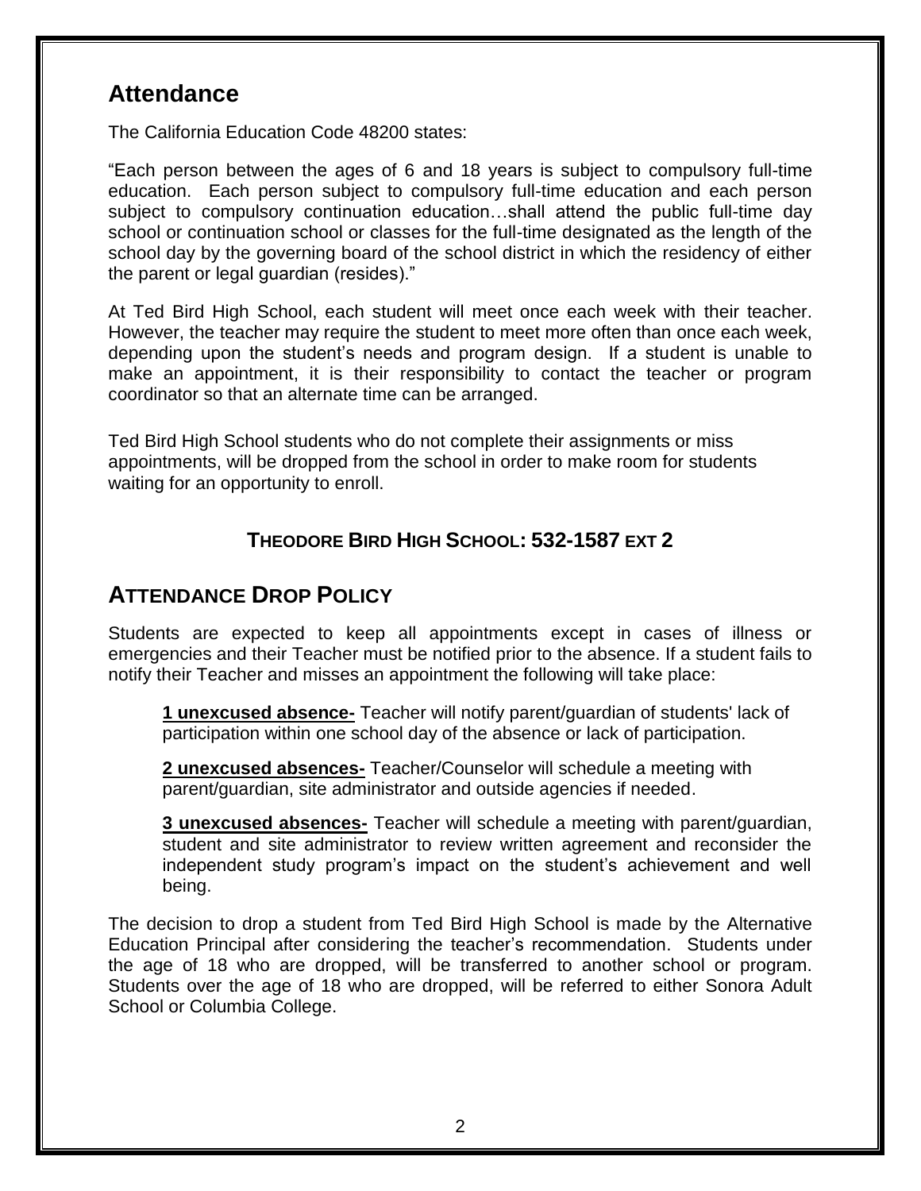## Attendance

The California Education Code 48200 states:

"Each person between the ages of 6 and 18 years is subject to compulsory full-time education. Each person subject to compulsory full-time education and each person subject to compulsory continuation education…shall attend the public full-time day school or continuation school or classes for the full-time designated as the length of the school day by the governing board of the school district in which the residency of either the parent or legal guardian (resides)."

At Ted Bird High School, each student will meet once each week with their teacher. However, the teacher may require the student to meet more often than once each week, depending upon the student's needs and program design. If a student is unable to make an appointment, it is their responsibility to contact the teacher or program coordinator so that an alternate time can be arranged.

Ted Bird High School students who do not complete their assignments or miss appointments, will be dropped from the school in order to make room for students waiting for an opportunity to enroll.

**THEODORE BIRD HIGH SCHOOL: 532-1587 EXT 2**

## ATTENDANCE DROP POLICY

Students are expected to keep all appointments except in cases of illness or emergencies and their Teacher must be notified prior to the absence. If a student fails to notify their Teacher and misses an appointment the following will take place:

**1 unexcused absence-** Teacher will notify parent/guardian of students' lack of participation within one school day of the absence or lack of participation.

**2 unexcused absences-** Teacher/Counselor will schedule a meeting with parent/guardian, site administrator and outside agencies if needed.

**3 unexcused absences-** Teacher will schedule a meeting with parent/guardian, student and site administrator to review written agreement and reconsider the independent study program's impact on the student's achievement and well being.

The decision to drop a student from Ted Bird High School is made by the Alternative Education Principal after considering the teacher's recommendation. Students under the age of 18 who are dropped, will be transferred to another school or program. Students over the age of 18 who are dropped, will be referred to either Sonora Adult School or Columbia College.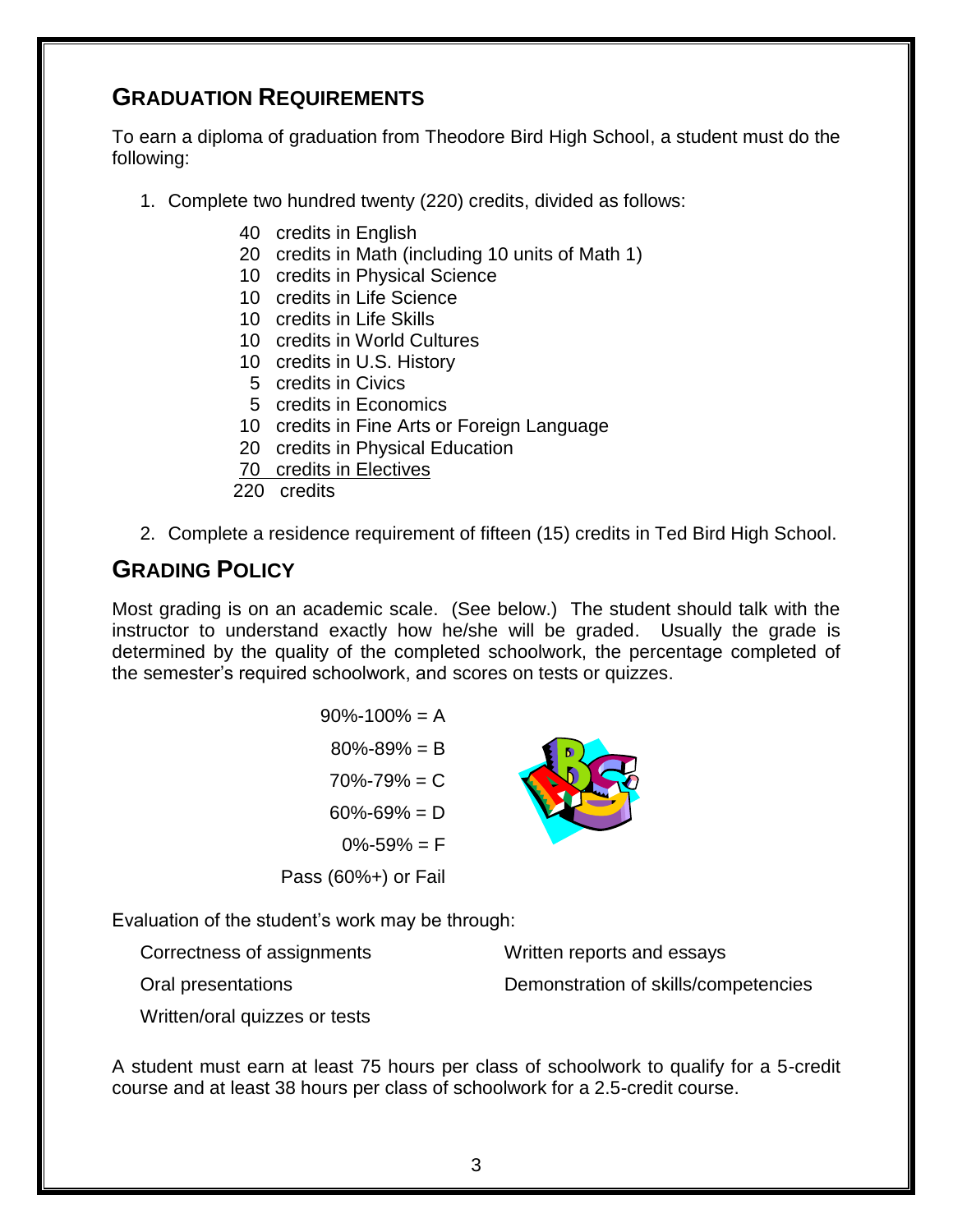## GRADUATION REQUIREMENTS

To earn a diploma of graduation from Theodore Bird High School, a student must do the following:

1. Complete two hundred twenty (220) credits, divided as follows:

   40 credits in English
   20 credits in Math (including 10 units of Math 1)
   10 credits in Physical Science
   10 credits in Life Science
   10 credits in Life Skills
   10 credits in World Cultures
   10 credits in U.S. History
   5 credits in Civics
   5 credits in Economics
   10 credits in Fine Arts or Foreign Language
   20 credits in Physical Education
   70 credits in Electives
   220 credits

2. Complete a residence requirement of fifteen (15) credits in Ted Bird High School.

## GRADING POLICY

Most grading is on an academic scale. (See below.) The student should talk with the instructor to understand exactly how he/she will be graded. Usually the grade is determined by the quality of the completed schoolwork, the percentage completed of the semester's required schoolwork, and scores on tests or quizzes.

90%-100% = A
80%-89% = B
70%-79% = C
60%-69% = D
0%-59% = F
Pass (60%+) or Fail

Evaluation of the student's work may be through:

- Correctness of assignments
- Oral presentations
- Written/oral quizzes or tests
- Written reports and essays
- Demonstration of skills/competencies

A student must earn at least 75 hours per class of schoolwork to qualify for a 5-credit course and at least 38 hours per class of schoolwork for a 2.5-credit course.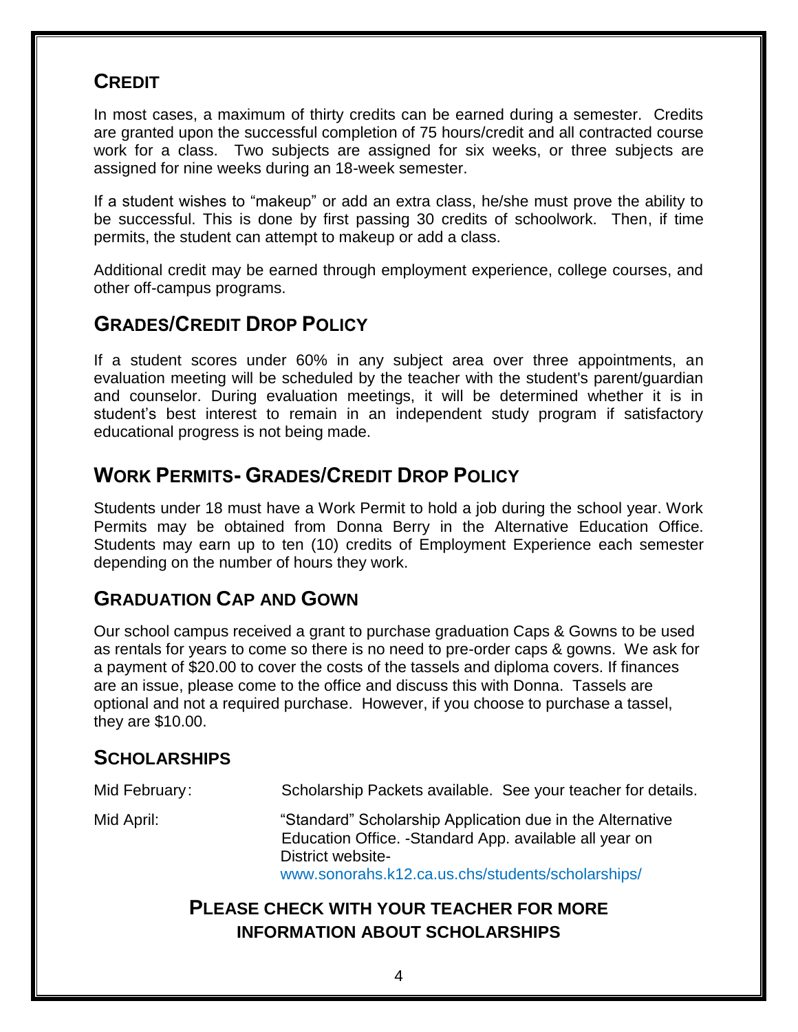## CREDIT

In most cases, a maximum of thirty credits can be earned during a semester. Credits are granted upon the successful completion of 75 hours/credit and all contracted course work for a class. Two subjects are assigned for six weeks, or three subjects are assigned for nine weeks during an 18-week semester.

If a student wishes to "makeup" or add an extra class, he/she must prove the ability to be successful. This is done by first passing 30 credits of schoolwork. Then, if time permits, the student can attempt to makeup or add a class.

Additional credit may be earned through employment experience, college courses, and other off-campus programs.

## GRADES/CREDIT DROP POLICY

If a student scores under 60% in any subject area over three appointments, an evaluation meeting will be scheduled by the teacher with the student's parent/guardian and counselor. During evaluation meetings, it will be determined whether it is in student's best interest to remain in an independent study program if satisfactory educational progress is not being made.

## WORK PERMITS- GRADES/CREDIT DROP POLICY

Students under 18 must have a Work Permit to hold a job during the school year. Work Permits may be obtained from Donna Berry in the Alternative Education Office. Students may earn up to ten (10) credits of Employment Experience each semester depending on the number of hours they work.

## GRADUATION CAP AND GOWN

Our school campus received a grant to purchase graduation Caps & Gowns to be used as rentals for years to come so there is no need to pre-order caps & gowns. We ask for a payment of $20.00 to cover the costs of the tassels and diploma covers. If finances are an issue, please come to the office and discuss this with Donna. Tassels are optional and not a required purchase. However, if you choose to purchase a tassel, they are $10.00.

## SCHOLARSHIPS

Mid February: Scholarship Packets available. See your teacher for details.

Mid April: "Standard" Scholarship Application due in the Alternative Education Office. -Standard App. available all year on District website- www.sonorahs.k12.ca.us.chs/students/scholarships/

**PLEASE CHECK WITH YOUR TEACHER FOR MORE INFORMATION ABOUT SCHOLARSHIPS**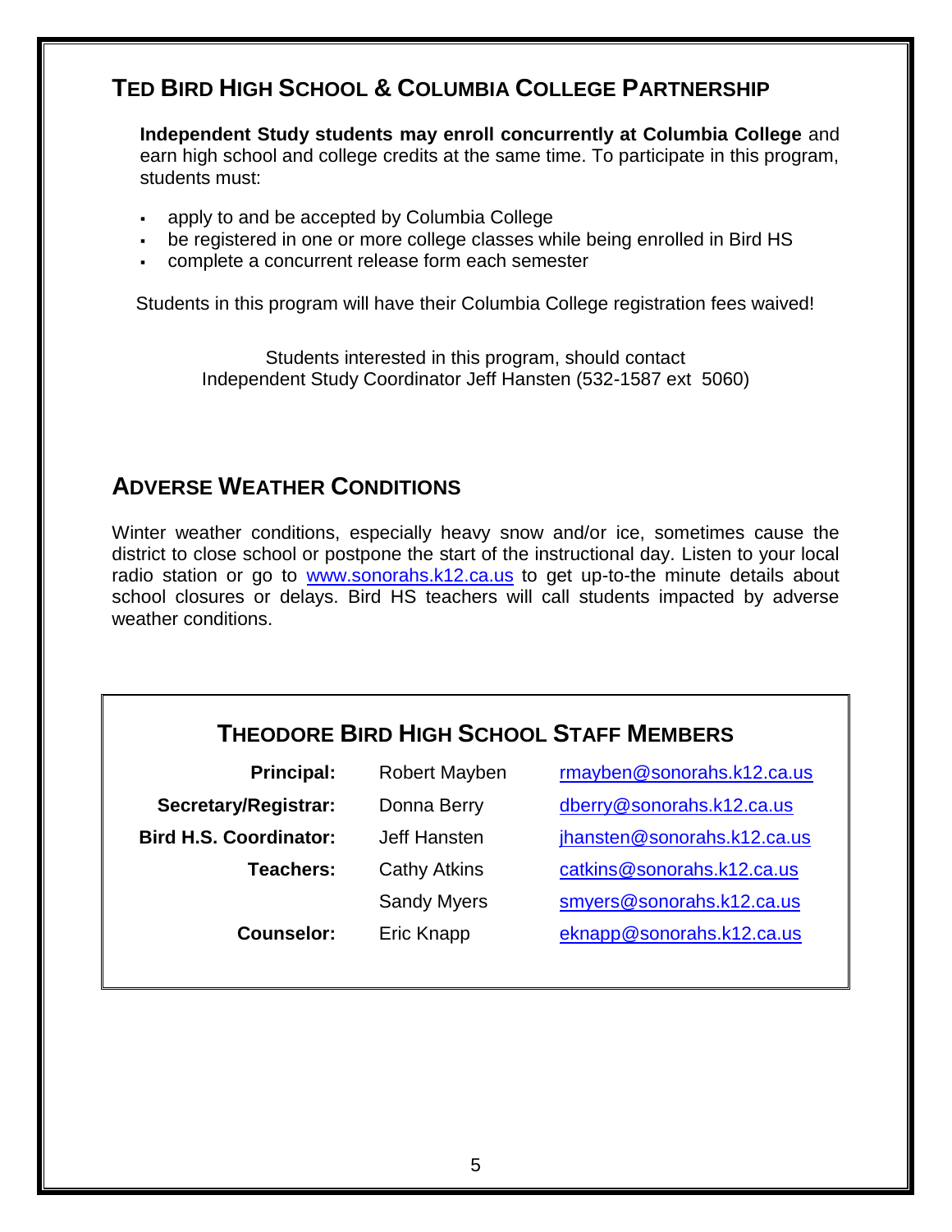## Ted Bird High School & Columbia College Partnership

**Independent Study students may enroll concurrently at Columbia College** and earn high school and college credits at the same time. To participate in this program, students must:

- apply to and be accepted by Columbia College
- be registered in one or more college classes while being enrolled in Bird HS
- complete a concurrent release form each semester

Students in this program will have their Columbia College registration fees waived!

Students interested in this program, should contact
Independent Study Coordinator Jeff Hansten (532-1587 ext 5060)

## Adverse Weather Conditions

Winter weather conditions, especially heavy snow and/or ice, sometimes cause the district to close school or postpone the start of the instructional day. Listen to your local radio station or go to www.sonorahs.k12.ca.us to get up-to-the minute details about school closures or delays. Bird HS teachers will call students impacted by adverse weather conditions.

## Theodore Bird High School Staff Members

| | | |
|---|---|---|
| **Principal:** | Robert Mayben | rmayben@sonorahs.k12.ca.us |
| **Secretary/Registrar:** | Donna Berry | dberry@sonorahs.k12.ca.us |
| **Bird H.S. Coordinator:** | Jeff Hansten | jhansten@sonorahs.k12.ca.us |
| **Teachers:** | Cathy Atkins | catkins@sonorahs.k12.ca.us |
| | Sandy Myers | smyers@sonorahs.k12.ca.us |
| **Counselor:** | Eric Knapp | eknapp@sonorahs.k12.ca.us |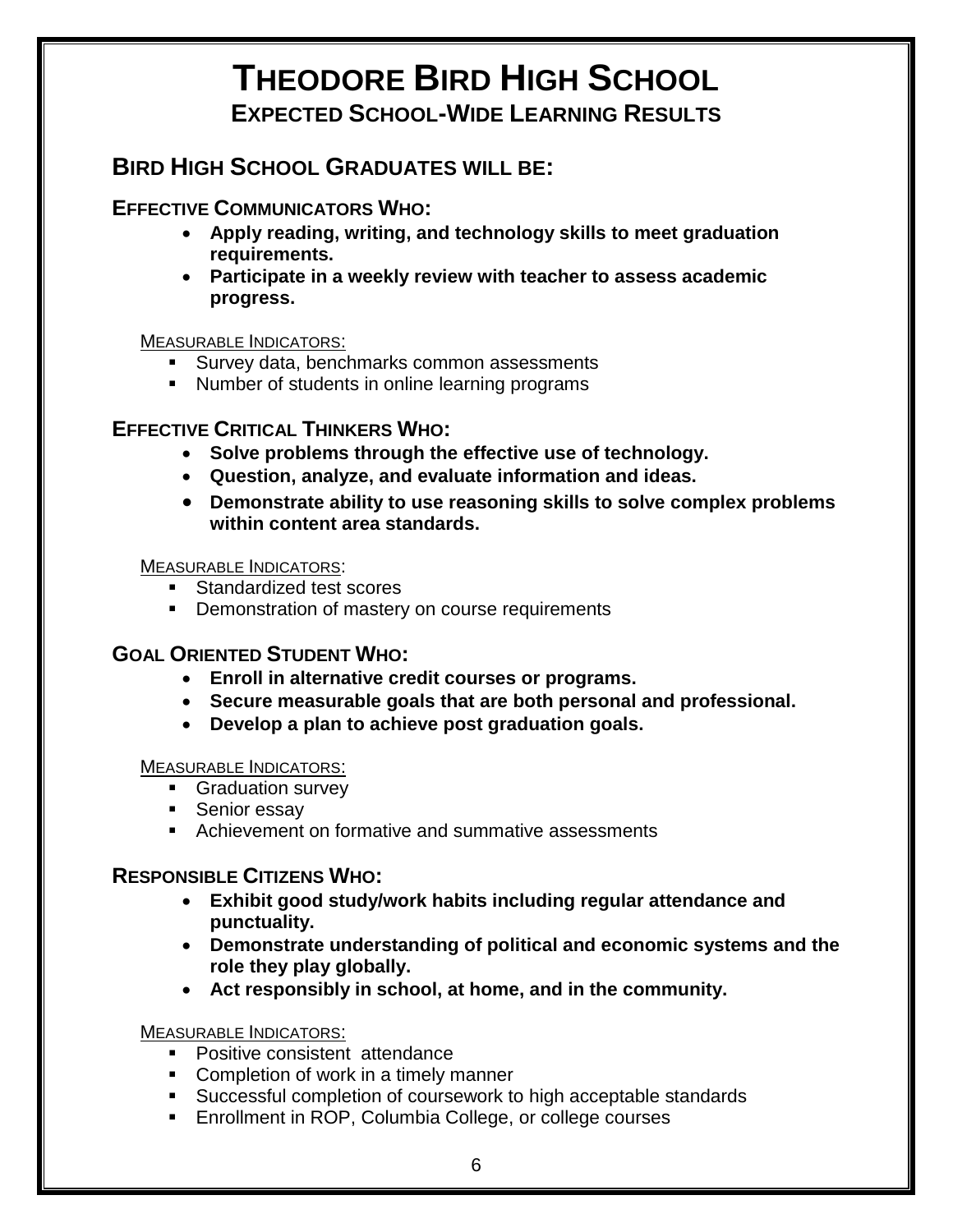# THEODORE BIRD HIGH SCHOOL

## EXPECTED SCHOOL-WIDE LEARNING RESULTS

## BIRD HIGH SCHOOL GRADUATES WILL BE:

### EFFECTIVE COMMUNICATORS WHO:

- **Apply reading, writing, and technology skills to meet graduation requirements.**
- **Participate in a weekly review with teacher to assess academic progress.**

MEASURABLE INDICATORS:

- Survey data, benchmarks common assessments
- Number of students in online learning programs

### EFFECTIVE CRITICAL THINKERS WHO:

- **Solve problems through the effective use of technology.**
- **Question, analyze, and evaluate information and ideas.**
- **Demonstrate ability to use reasoning skills to solve complex problems within content area standards.**

MEASURABLE INDICATORS:

- Standardized test scores
- Demonstration of mastery on course requirements

### GOAL ORIENTED STUDENT WHO:

- **Enroll in alternative credit courses or programs.**
- **Secure measurable goals that are both personal and professional.**
- **Develop a plan to achieve post graduation goals.**

MEASURABLE INDICATORS:

- Graduation survey
- Senior essay
- Achievement on formative and summative assessments

### RESPONSIBLE CITIZENS WHO:

- **Exhibit good study/work habits including regular attendance and punctuality.**
- **Demonstrate understanding of political and economic systems and the role they play globally.**
- **Act responsibly in school, at home, and in the community.**

MEASURABLE INDICATORS:

- Positive consistent attendance
- Completion of work in a timely manner
- Successful completion of coursework to high acceptable standards
- Enrollment in ROP, Columbia College, or college courses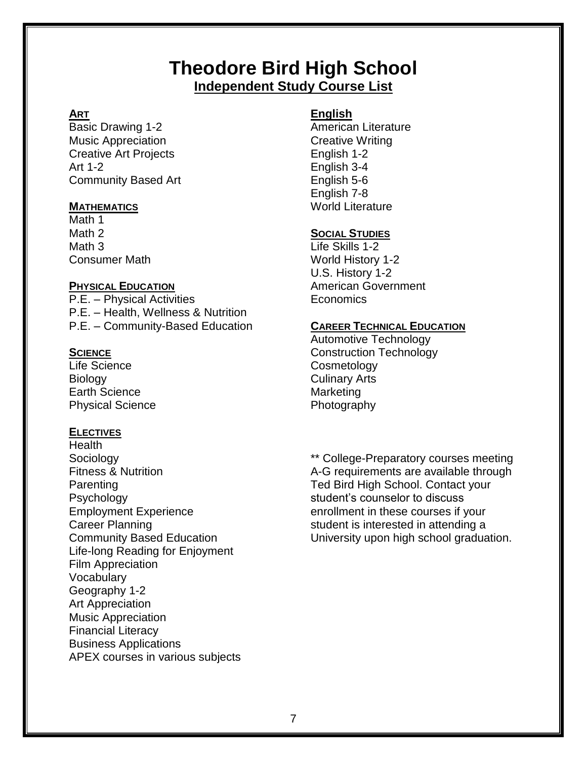# Theodore Bird High School

## Independent Study Course List

### Art

Basic Drawing 1-2
Music Appreciation
Creative Art Projects
Art 1-2
Community Based Art

### Mathematics

Math 1
Math 2
Math 3
Consumer Math

### Physical Education

P.E. – Physical Activities
P.E. – Health, Wellness & Nutrition
P.E. – Community-Based Education

### Science

Life Science
Biology
Earth Science
Physical Science

### Electives

Health
Sociology
Fitness & Nutrition
Parenting
Psychology
Employment Experience
Career Planning
Community Based Education
Life-long Reading for Enjoyment
Film Appreciation
Vocabulary
Geography 1-2
Art Appreciation
Music Appreciation
Financial Literacy
Business Applications
APEX courses in various subjects

### English

American Literature
Creative Writing
English 1-2
English 3-4
English 5-6
English 7-8
World Literature

### Social Studies

Life Skills 1-2
World History 1-2
U.S. History 1-2
American Government
Economics

### Career Technical Education

Automotive Technology
Construction Technology
Cosmetology
Culinary Arts
Marketing
Photography

** College-Preparatory courses meeting A-G requirements are available through Ted Bird High School. Contact your student's counselor to discuss enrollment in these courses if your student is interested in attending a University upon high school graduation.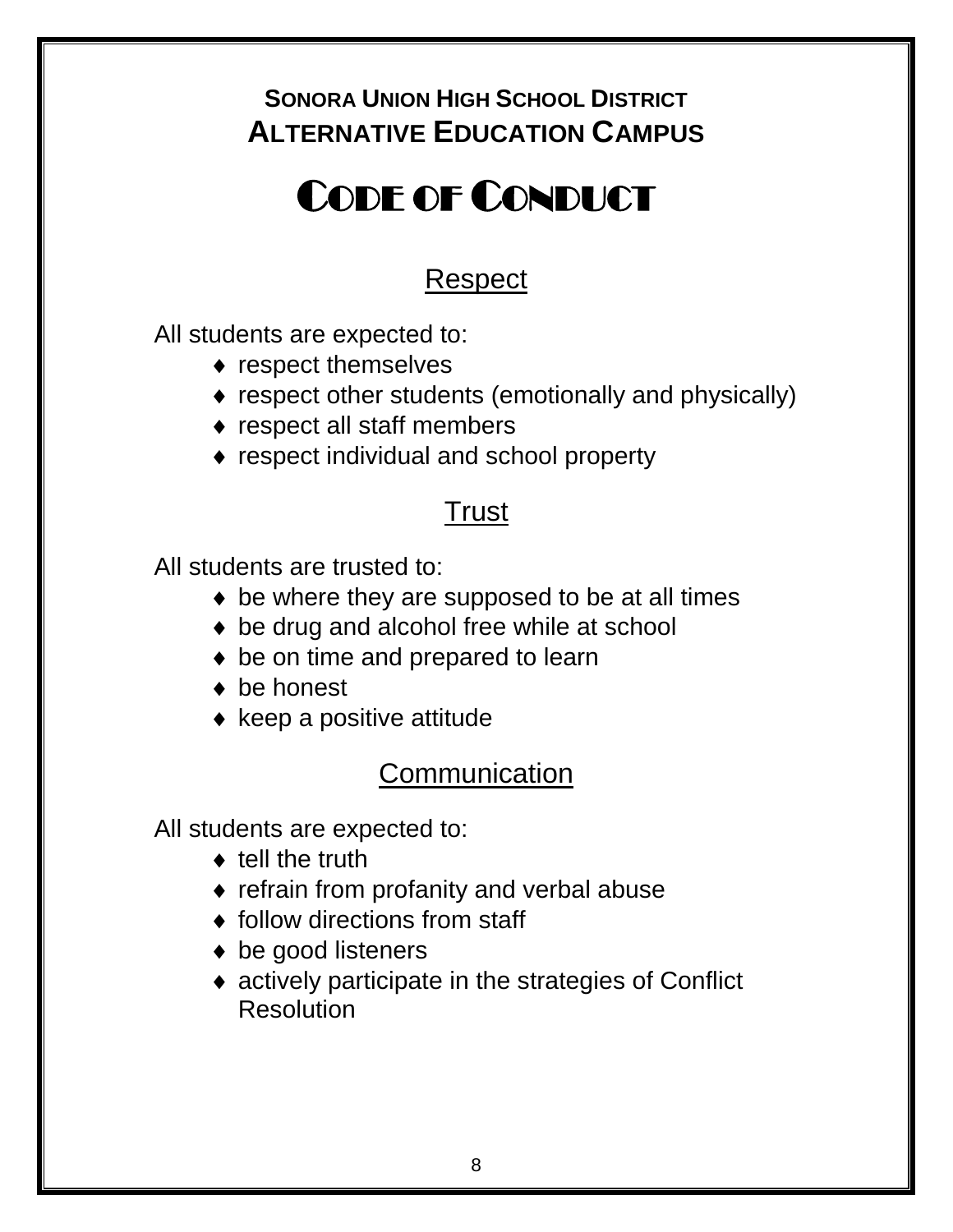**SONORA UNION HIGH SCHOOL DISTRICT**
**ALTERNATIVE EDUCATION CAMPUS**

# CODE OF CONDUCT

## Respect

All students are expected to:

- respect themselves
- respect other students (emotionally and physically)
- respect all staff members
- respect individual and school property

## Trust

All students are trusted to:

- be where they are supposed to be at all times
- be drug and alcohol free while at school
- be on time and prepared to learn
- be honest
- keep a positive attitude

## Communication

All students are expected to:

- tell the truth
- refrain from profanity and verbal abuse
- follow directions from staff
- be good listeners
- actively participate in the strategies of Conflict Resolution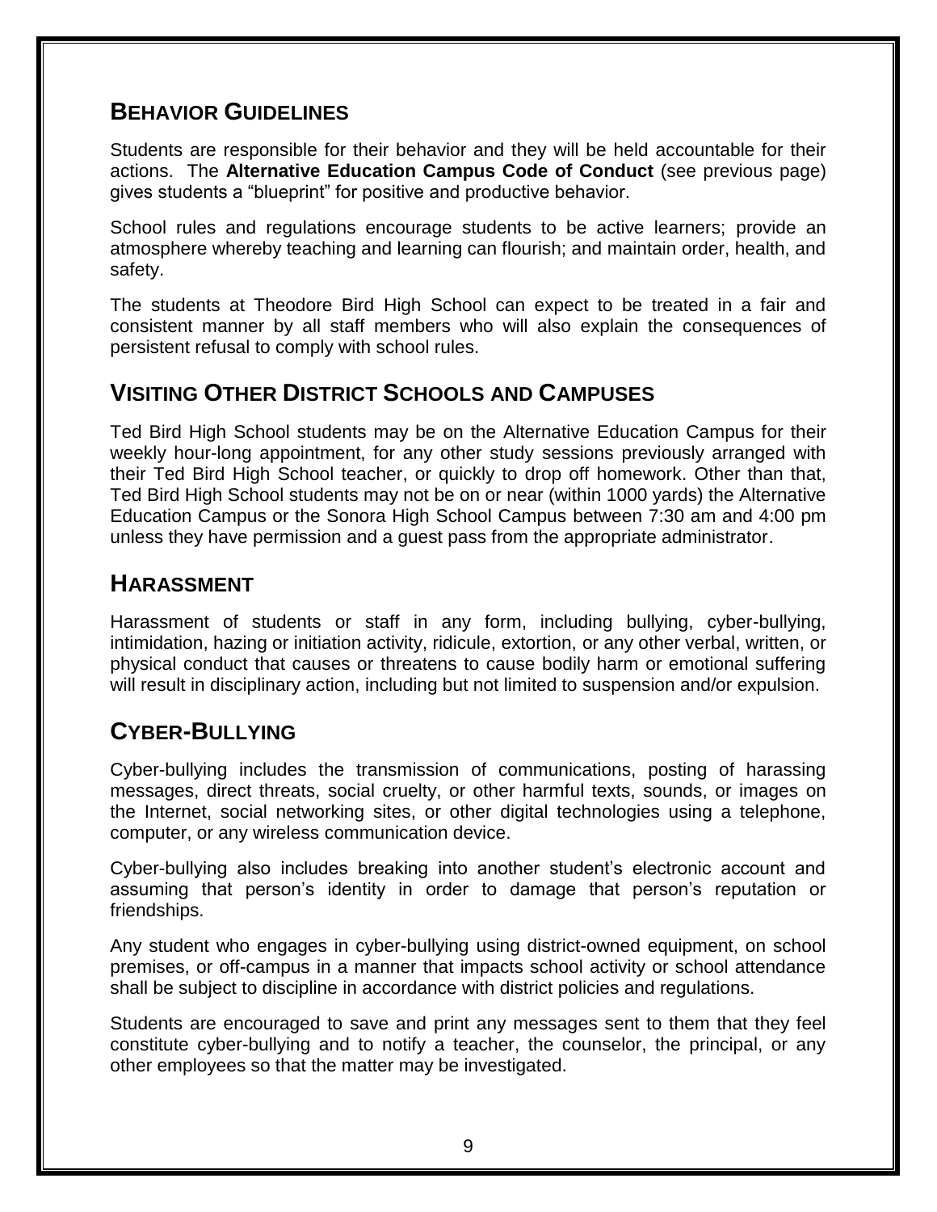## Behavior Guidelines

Students are responsible for their behavior and they will be held accountable for their actions. The **Alternative Education Campus Code of Conduct** (see previous page) gives students a "blueprint" for positive and productive behavior.

School rules and regulations encourage students to be active learners; provide an atmosphere whereby teaching and learning can flourish; and maintain order, health, and safety.

The students at Theodore Bird High School can expect to be treated in a fair and consistent manner by all staff members who will also explain the consequences of persistent refusal to comply with school rules.

## Visiting Other District Schools and Campuses

Ted Bird High School students may be on the Alternative Education Campus for their weekly hour-long appointment, for any other study sessions previously arranged with their Ted Bird High School teacher, or quickly to drop off homework. Other than that, Ted Bird High School students may not be on or near (within 1000 yards) the Alternative Education Campus or the Sonora High School Campus between 7:30 am and 4:00 pm unless they have permission and a guest pass from the appropriate administrator.

## Harassment

Harassment of students or staff in any form, including bullying, cyber-bullying, intimidation, hazing or initiation activity, ridicule, extortion, or any other verbal, written, or physical conduct that causes or threatens to cause bodily harm or emotional suffering will result in disciplinary action, including but not limited to suspension and/or expulsion.

## Cyber-Bullying

Cyber-bullying includes the transmission of communications, posting of harassing messages, direct threats, social cruelty, or other harmful texts, sounds, or images on the Internet, social networking sites, or other digital technologies using a telephone, computer, or any wireless communication device.

Cyber-bullying also includes breaking into another student's electronic account and assuming that person's identity in order to damage that person's reputation or friendships.

Any student who engages in cyber-bullying using district-owned equipment, on school premises, or off-campus in a manner that impacts school activity or school attendance shall be subject to discipline in accordance with district policies and regulations.

Students are encouraged to save and print any messages sent to them that they feel constitute cyber-bullying and to notify a teacher, the counselor, the principal, or any other employees so that the matter may be investigated.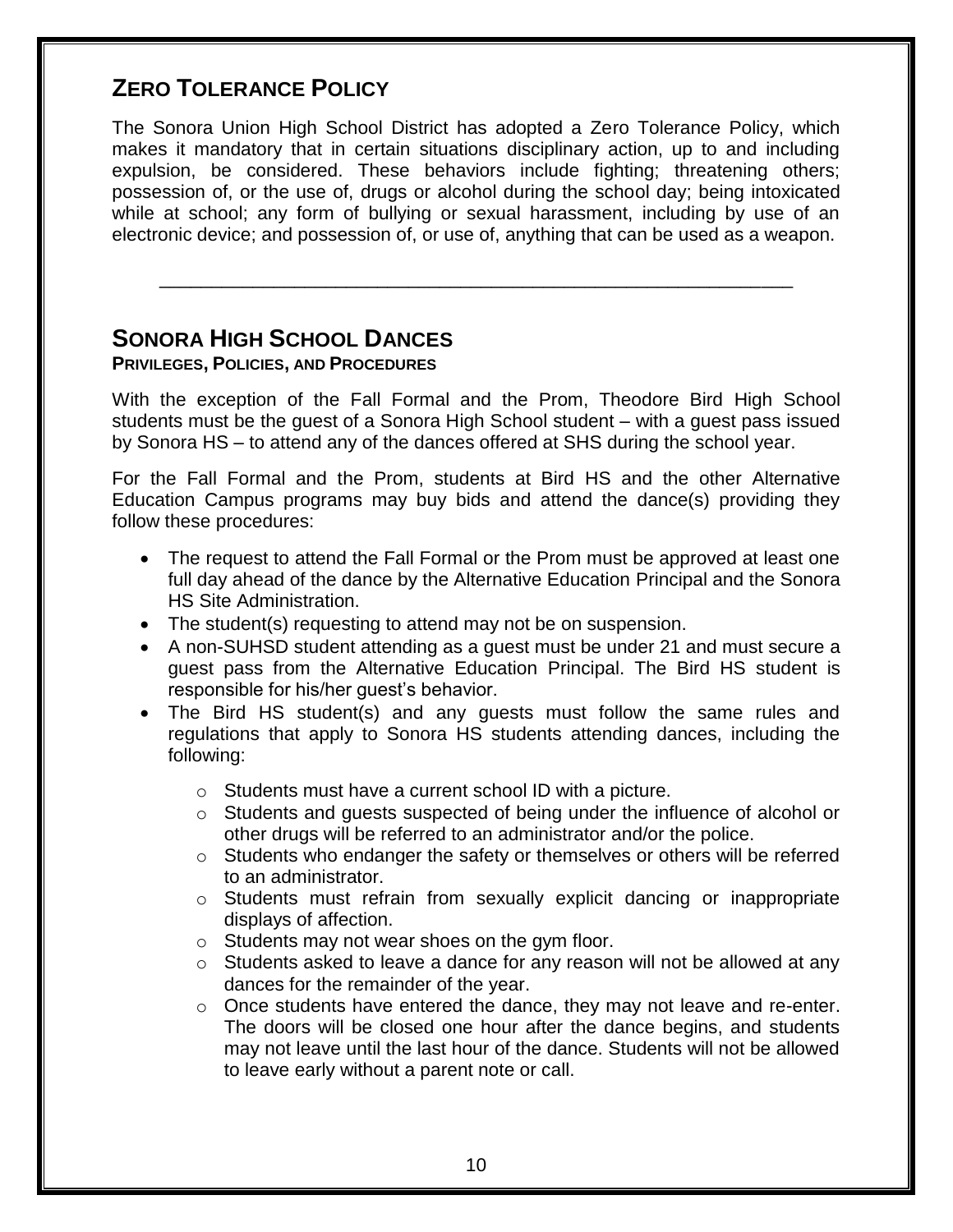## ZERO TOLERANCE POLICY

The Sonora Union High School District has adopted a Zero Tolerance Policy, which makes it mandatory that in certain situations disciplinary action, up to and including expulsion, be considered. These behaviors include fighting; threatening others; possession of, or the use of, drugs or alcohol during the school day; being intoxicated while at school; any form of bullying or sexual harassment, including by use of an electronic device; and possession of, or use of, anything that can be used as a weapon.

---

## SONORA HIGH SCHOOL DANCES

**PRIVILEGES, POLICIES, AND PROCEDURES**

With the exception of the Fall Formal and the Prom, Theodore Bird High School students must be the guest of a Sonora High School student – with a guest pass issued by Sonora HS – to attend any of the dances offered at SHS during the school year.

For the Fall Formal and the Prom, students at Bird HS and the other Alternative Education Campus programs may buy bids and attend the dance(s) providing they follow these procedures:

- The request to attend the Fall Formal or the Prom must be approved at least one full day ahead of the dance by the Alternative Education Principal and the Sonora HS Site Administration.
- The student(s) requesting to attend may not be on suspension.
- A non-SUHSD student attending as a guest must be under 21 and must secure a guest pass from the Alternative Education Principal. The Bird HS student is responsible for his/her guest's behavior.
- The Bird HS student(s) and any guests must follow the same rules and regulations that apply to Sonora HS students attending dances, including the following:
  - Students must have a current school ID with a picture.
  - Students and guests suspected of being under the influence of alcohol or other drugs will be referred to an administrator and/or the police.
  - Students who endanger the safety or themselves or others will be referred to an administrator.
  - Students must refrain from sexually explicit dancing or inappropriate displays of affection.
  - Students may not wear shoes on the gym floor.
  - Students asked to leave a dance for any reason will not be allowed at any dances for the remainder of the year.
  - Once students have entered the dance, they may not leave and re-enter. The doors will be closed one hour after the dance begins, and students may not leave until the last hour of the dance. Students will not be allowed to leave early without a parent note or call.